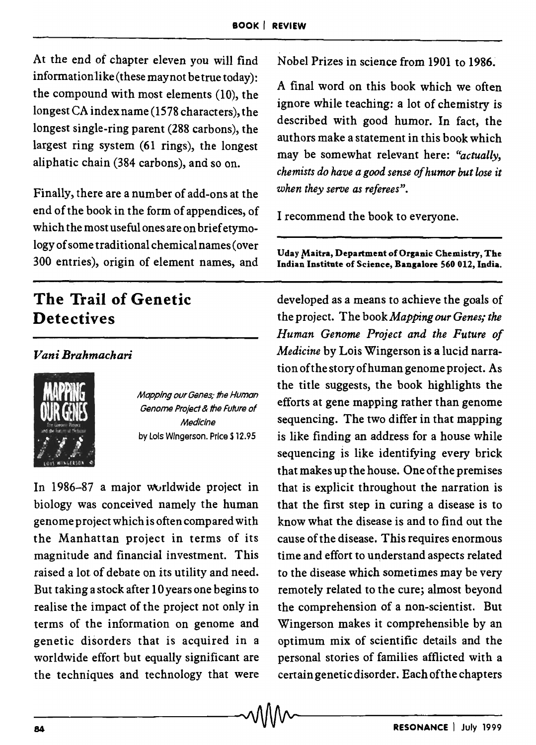At the end of chapter eleven you will find information like (these may not be true today): the compound with most elements (10), the longest CA index name (1578 characters), the longest single-ring parent (288 carbons), the largest ring system (61 rings), the longest aliphatic chain (384 carbons), and so on.

Finally, there are a number of add-ons at the end of the book in the form of appendices, of which the most useful ones are on brief etymology of some traditional chemical names (over 300 entries), origin of element names, and Nobel Prizes in science from 1901 to 1986.

A final word on this book which we often ignore while teaching: a lot of chemistry is described with good humor. In fact, the authors make a statement in this book which may be somewhat relevant here: *"actually, chemists do have a good sense of humor but lose it when they serve as referees"*.

I recommend the book to everyone.

**Uday Maitra, Department of Organic Chemistry, The Indian Institute of Science, Bangalore 560 012, India.**

## The Trail of Genetic Detectives

### *Vani Brahmachari*

*Mapping our Genes; the Human Genome Project & the Future of Medicine*
by Lois Wingerson. Price $ 12.95

In 1986–87 a major worldwide project in biology was conceived namely the human genome project which is often compared with the Manhattan project in terms of its magnitude and financial investment. This raised a lot of debate on its utility and need. But taking a stock after 10 years one begins to realise the impact of the project not only in terms of the information on genome and genetic disorders that is acquired in a worldwide effort but equally significant are the techniques and technology that were developed as a means to achieve the goals of the project. The book *Mapping our Genes; the Human Genome Project and the Future of Medicine* by Lois Wingerson is a lucid narration of the story of human genome project. As the title suggests, the book highlights the efforts at gene mapping rather than genome sequencing. The two differ in that mapping is like finding an address for a house while sequencing is like identifying every brick that makes up the house. One of the premises that is explicit throughout the narration is that the first step in curing a disease is to know what the disease is and to find out the cause of the disease. This requires enormous time and effort to understand aspects related to the disease which sometimes may be very remotely related to the cure; almost beyond the comprehension of a non-scientist. But Wingerson makes it comprehensible by an optimum mix of scientific details and the personal stories of families afflicted with a certain genetic disorder. Each of the chapters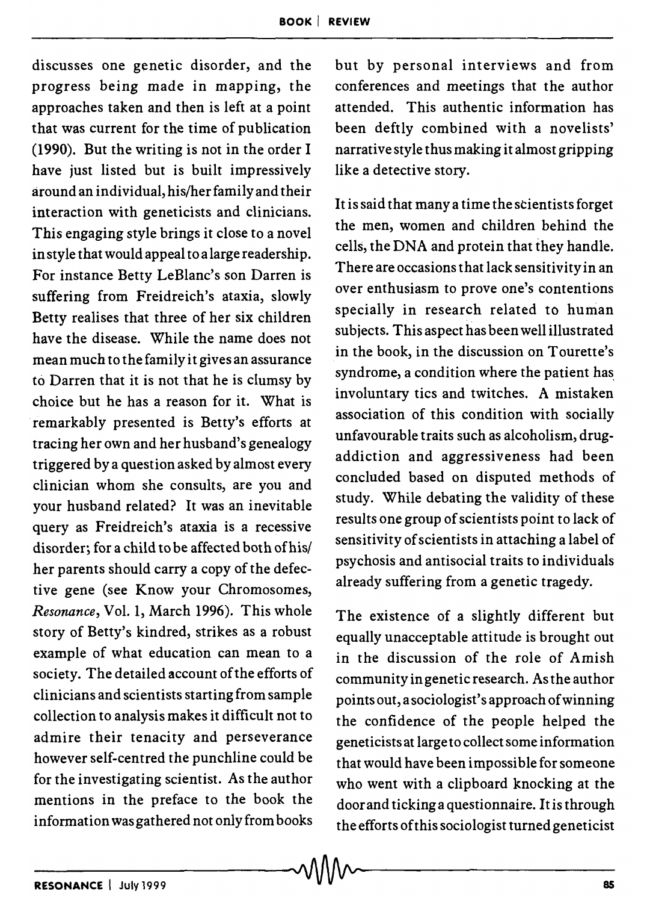discusses one genetic disorder, and the progress being made in mapping, the approaches taken and then is left at a point that was current for the time of publication (1990). But the writing is not in the order I have just listed but is built impressively around an individual, his/her family and their interaction with geneticists and clinicians. This engaging style brings it close to a novel in style that would appeal to a large readership. For instance Betty LeBlanc's son Darren is suffering from Freidreich's ataxia, slowly Betty realises that three of her six children have the disease. While the name does not mean much to the family it gives an assurance to Darren that it is not that he is clumsy by choice but he has a reason for it. What is remarkably presented is Betty's efforts at tracing her own and her husband's genealogy triggered by a question asked by almost every clinician whom she consults, are you and your husband related? It was an inevitable query as Freidreich's ataxia is a recessive disorder; for a child to be affected both of his/her parents should carry a copy of the defective gene (see Know your Chromosomes, *Resonance*, Vol. 1, March 1996). This whole story of Betty's kindred, strikes as a robust example of what education can mean to a society. The detailed account of the efforts of clinicians and scientists starting from sample collection to analysis makes it difficult not to admire their tenacity and perseverance however self-centred the punchline could be for the investigating scientist. As the author mentions in the preface to the book the information was gathered not only from books but by personal interviews and from conferences and meetings that the author attended. This authentic information has been deftly combined with a novelists' narrative style thus making it almost gripping like a detective story.

It is said that many a time the scientists forget the men, women and children behind the cells, the DNA and protein that they handle. There are occasions that lack sensitivity in an over enthusiasm to prove one's contentions specially in research related to human subjects. This aspect has been well illustrated in the book, in the discussion on Tourette's syndrome, a condition where the patient has involuntary tics and twitches. A mistaken association of this condition with socially unfavourable traits such as alcoholism, drug-addiction and aggressiveness had been concluded based on disputed methods of study. While debating the validity of these results one group of scientists point to lack of sensitivity of scientists in attaching a label of psychosis and antisocial traits to individuals already suffering from a genetic tragedy.

The existence of a slightly different but equally unacceptable attitude is brought out in the discussion of the role of Amish community in genetic research. As the author points out, a sociologist's approach of winning the confidence of the people helped the geneticists at large to collect some information that would have been impossible for someone who went with a clipboard knocking at the door and ticking a questionnaire. It is through the efforts of this sociologist turned geneticist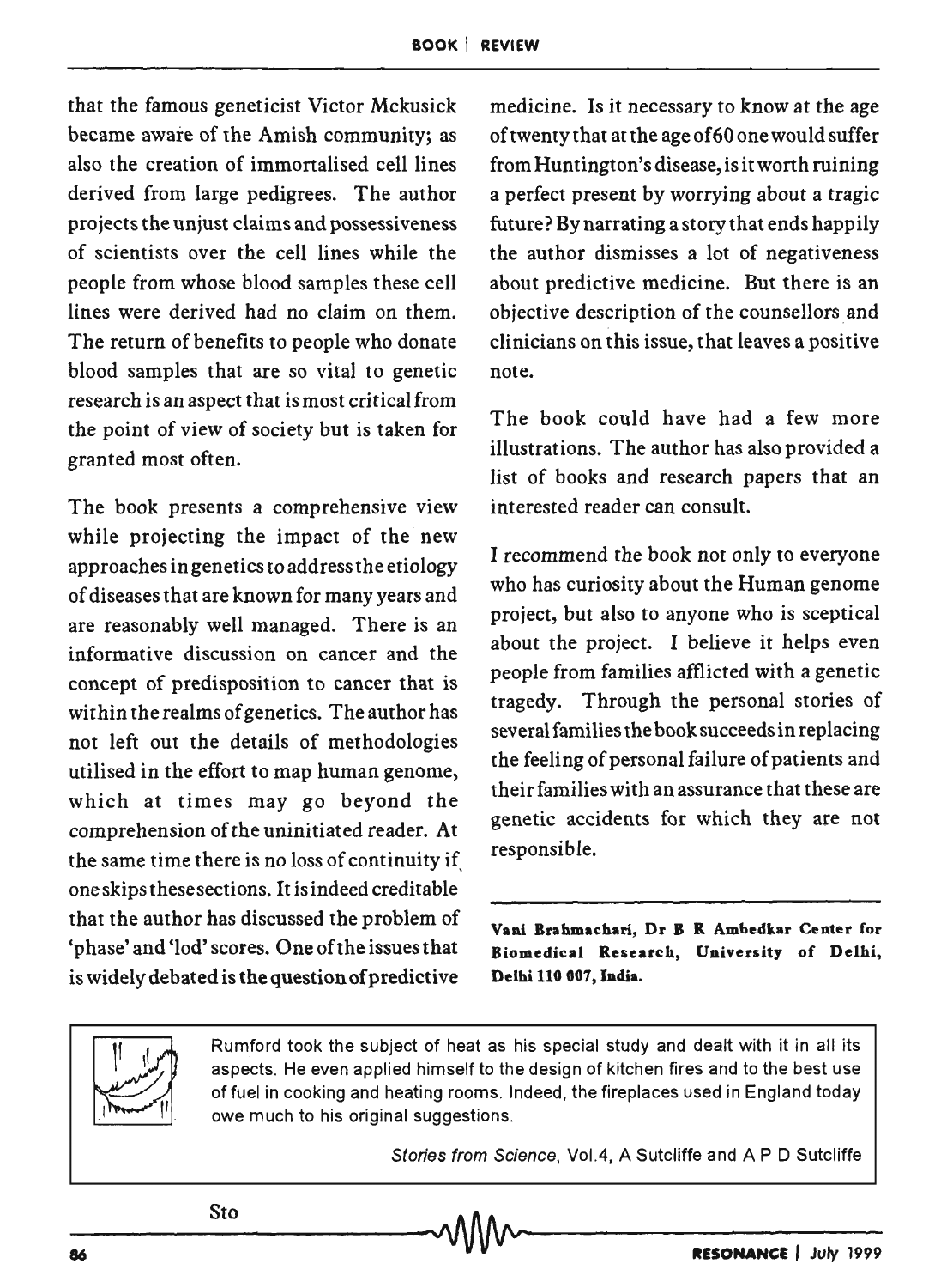that the famous geneticist Victor Mckusick became aware of the Amish community; as also the creation of immortalised cell lines derived from large pedigrees. The author projects the unjust claims and possessiveness of scientists over the cell lines while the people from whose blood samples these cell lines were derived had no claim on them. The return of benefits to people who donate blood samples that are so vital to genetic research is an aspect that is most critical from the point of view of society but is taken for granted most often.

The book presents a comprehensive view while projecting the impact of the new approaches in genetics to address the etiology of diseases that are known for many years and are reasonably well managed. There is an informative discussion on cancer and the concept of predisposition to cancer that is within the realms of genetics. The author has not left out the details of methodologies utilised in the effort to map human genome, which at times may go beyond the comprehension of the uninitiated reader. At the same time there is no loss of continuity if one skips these sections. It is indeed creditable that the author has discussed the problem of 'phase' and 'lod' scores. One of the issues that is widely debated is the question of predictive medicine. Is it necessary to know at the age of twenty that at the age of 60 one would suffer from Huntington's disease, is it worth ruining a perfect present by worrying about a tragic future? By narrating a story that ends happily the author dismisses a lot of negativeness about predictive medicine. But there is an objective description of the counsellors and clinicians on this issue, that leaves a positive note.

The book could have had a few more illustrations. The author has also provided a list of books and research papers that an interested reader can consult.

I recommend the book not only to everyone who has curiosity about the Human genome project, but also to anyone who is sceptical about the project. I believe it helps even people from families afflicted with a genetic tragedy. Through the personal stories of several families the book succeeds in replacing the feeling of personal failure of patients and their families with an assurance that these are genetic accidents for which they are not responsible.

---

**Vani Brahmachari, Dr B R Ambedkar Center for Biomedical Research, University of Delhi, Delhi 110 007, India.**

---

Rumford took the subject of heat as his special study and dealt with it in all its aspects. He even applied himself to the design of kitchen fires and to the best use of fuel in cooking and heating rooms. Indeed, the fireplaces used in England today owe much to his original suggestions.

*Stories from Science*, Vol.4, A Sutcliffe and A P D Sutcliffe

Sto